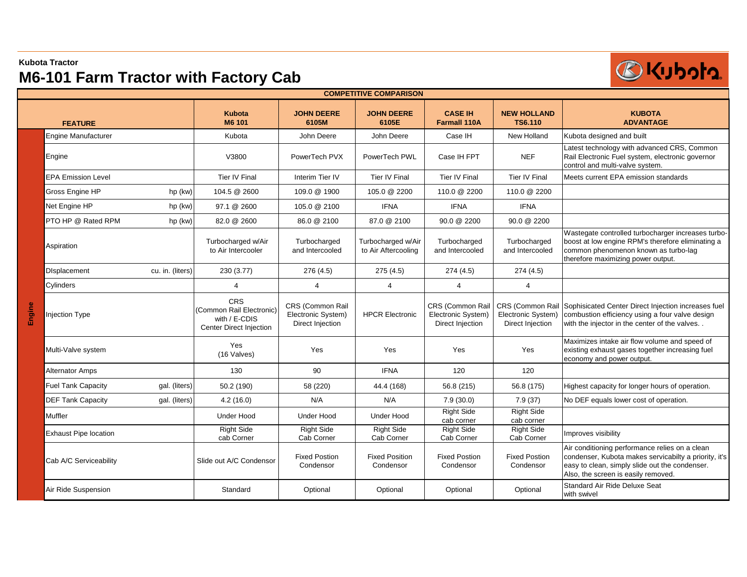**Kubota Tractor**

# M6-101 Farm Tractor with Factory Cab

| COMPETITIVE COMPARISON | | | | | | | | | |
|---|---|---|---|---|---|---|---|---|---|
| | FEATURE | | Kubota M6 101 | JOHN DEERE 6105M | JOHN DEERE 6105E | CASE IH Farmall 110A | NEW HOLLAND TS6.110 | KUBOTA ADVANTAGE |
| Engine | Engine Manufacturer | | Kubota | John Deere | John Deere | Case IH | New Holland | Kubota designed and built |
| | Engine | | V3800 | PowerTech PVX | PowerTech PWL | Case IH FPT | NEF | Latest technology with advanced CRS, Common Rail Electronic Fuel system, electronic governor control and multi-valve system. |
| | EPA Emission Level | | Tier IV Final | Interim Tier IV | Tier IV Final | Tier IV Final | Tier IV Final | Meets current EPA emission standards |
| | Gross Engine HP | hp (kw) | 104.5 @ 2600 | 109.0 @ 1900 | 105.0 @ 2200 | 110.0 @ 2200 | 110.0 @ 2200 | |
| | Net Engine HP | hp (kw) | 97.1 @ 2600 | 105.0 @ 2100 | IFNA | IFNA | IFNA | |
| | PTO HP @ Rated RPM | hp (kw) | 82.0 @ 2600 | 86.0 @ 2100 | 87.0 @ 2100 | 90.0 @ 2200 | 90.0 @ 2200 | |
| | Aspiration | | Turbocharged w/Air to Air Intercooler | Turbocharged and Intercooled | Turbocharged w/Air to Air Aftercooling | Turbocharged and Intercooled | Turbocharged and Intercooled | Wastegate controlled turbocharger increases turbo-boost at low engine RPM's therefore eliminating a common phenomenon known as turbo-lag therefore maximizing power output. |
| | DIsplacement | cu. in. (liters) | 230 (3.77) | 276 (4.5) | 275 (4.5) | 274 (4.5) | 274 (4.5) | |
| | Cylinders | | 4 | 4 | 4 | 4 | 4 | |
| | Injection Type | | CRS (Common Rail Electronic) with / E-CDIS Center Direct Injection | CRS (Common Rail Electronic System) Direct Injection | HPCR Electronic | CRS (Common Rail Electronic System) Direct Injection | CRS (Common Rail Electronic System) Direct Injection | Sophisticated Center Direct Injection increases fuel combustion efficiency using a four valve design with the injector in the center of the valves. . |
| | Multi-Valve system | | Yes (16 Valves) | Yes | Yes | Yes | Yes | Maximizes intake air flow volume and speed of existing exhaust gases together increasing fuel economy and power output. |
| | Alternator Amps | | 130 | 90 | IFNA | 120 | 120 | |
| | Fuel Tank Capacity | gal. (liters) | 50.2 (190) | 58 (220) | 44.4 (168) | 56.8 (215) | 56.8 (175) | Highest capacity for longer hours of operation. |
| | DEF Tank Capacity | gal. (liters) | 4.2 (16.0) | N/A | N/A | 7.9 (30.0) | 7.9 (37) | No DEF equals lower cost of operation. |
| | Muffler | | Under Hood | Under Hood | Under Hood | Right Side cab corner | Right Side cab corner | |
| | Exhaust Pipe location | | Right Side cab Corner | Right Side Cab Corner | Right Side Cab Corner | Right Side Cab Corner | Right Side Cab Corner | Improves visibility |
| | Cab A/C Serviceability | | Slide out A/C Condensor | Fixed Postion Condensor | Fixed Position Condensor | Fixed Postion Condensor | Fixed Postion Condensor | Air conditioning performance relies on a clean condenser, Kubota makes servicabilty a priority, it's easy to clean, simply slide out the condenser. Also, the screen is easily removed. |
| | Air Ride Suspension | | Standard | Optional | Optional | Optional | Optional | Standard Air Ride Deluxe Seat with swivel |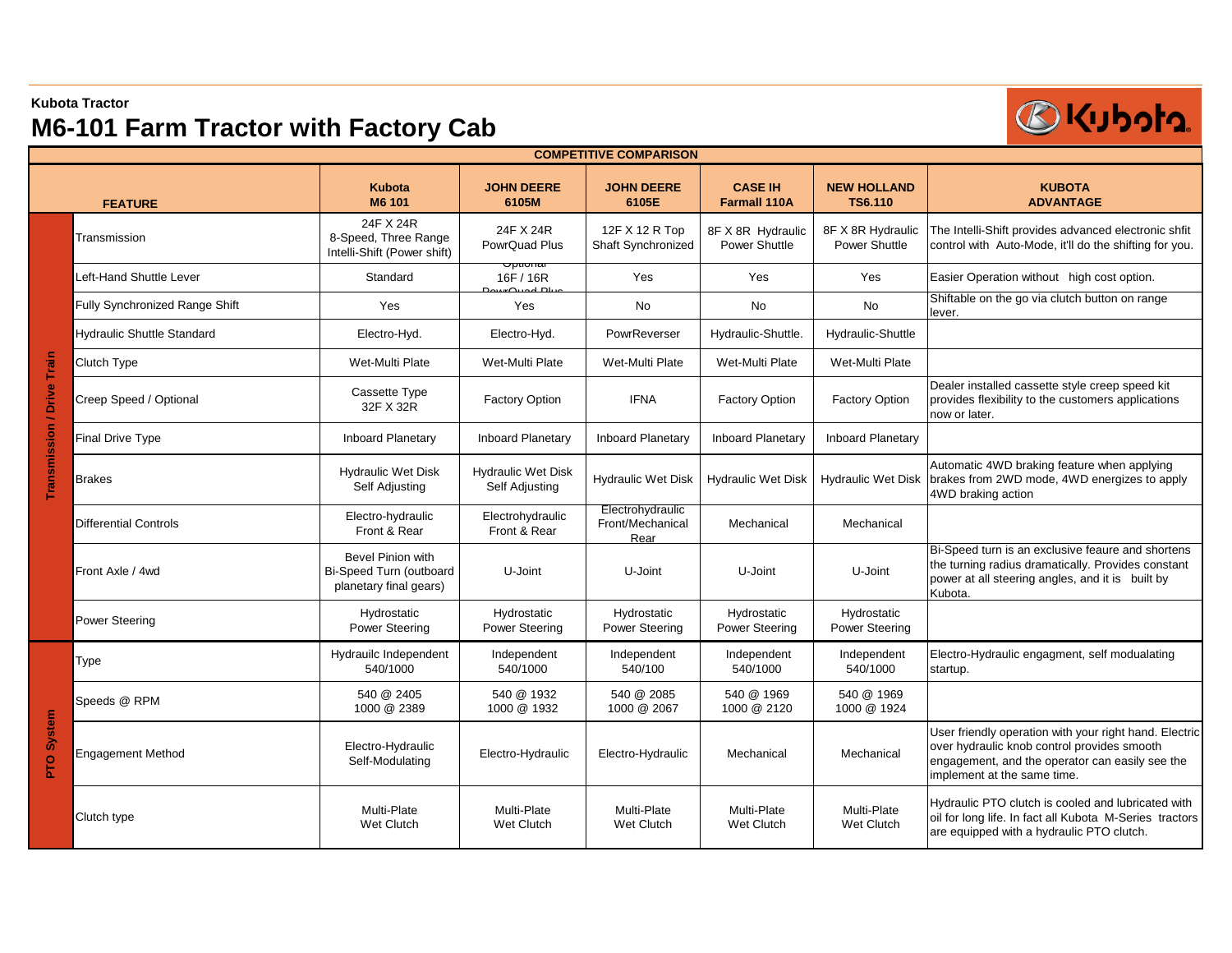**Kubota Tractor**

# M6-101 Farm Tractor with Factory Cab

| COMPETITIVE COMPARISON | | | | | | | |
|---|---|---|---|---|---|---|---|
| FEATURE | | Kubota M6 101 | JOHN DEERE 6105M | JOHN DEERE 6105E | CASE IH Farmall 110A | NEW HOLLAND TS6.110 | KUBOTA ADVANTAGE |
| Transmission / Drive Train | Transmission | 24F X 24R 8-Speed, Three Range Intelli-Shift (Power shift) | 24F X 24R PowrQuad Plus | 12F X 12 R Top Shaft Synchronized | 8F X 8R Hydraulic Power Shuttle | 8F X 8R Hydraulic Power Shuttle | The Intelli-Shift provides advanced electronic shfit control with Auto-Mode, it'll do the shifting for you. |
| | Left-Hand Shuttle Lever | Standard | Optional 16F / 16R PowrQuad Plus | Yes | Yes | Yes | Easier Operation without high cost option. |
| | Fully Synchronized Range Shift | Yes | Yes | No | No | No | Shiftable on the go via clutch button on range lever. |
| | Hydraulic Shuttle Standard | Electro-Hyd. | Electro-Hyd. | PowrReverser | Hydraulic-Shuttle. | Hydraulic-Shuttle | |
| | Clutch Type | Wet-Multi Plate | Wet-Multi Plate | Wet-Multi Plate | Wet-Multi Plate | Wet-Multi Plate | |
| | Creep Speed / Optional | Cassette Type 32F X 32R | Factory Option | IFNA | Factory Option | Factory Option | Dealer installed cassette style creep speed kit provides flexibility to the customers applications now or later. |
| | Final Drive Type | Inboard Planetary | Inboard Planetary | Inboard Planetary | Inboard Planetary | Inboard Planetary | |
| | Brakes | Hydraulic Wet Disk Self Adjusting | Hydraulic Wet Disk Self Adjusting | Hydraulic Wet Disk | Hydraulic Wet Disk | Hydraulic Wet Disk | Automatic 4WD braking feature when applying brakes from 2WD mode, 4WD energizes to apply 4WD braking action |
| | Differential Controls | Electro-hydraulic Front & Rear | Electrohydraulic Front & Rear | Electrohydraulic Front/Mechanical Rear | Mechanical | Mechanical | |
| | Front Axle / 4wd | Bevel Pinion with Bi-Speed Turn (outboard planetary final gears) | U-Joint | U-Joint | U-Joint | U-Joint | Bi-Speed turn is an exclusive feaure and shortens the turning radius dramatically. Provides constant power at all steering angles, and it is built by Kubota. |
| | Power Steering | Hydrostatic Power Steering | Hydrostatic Power Steering | Hydrostatic Power Steering | Hydrostatic Power Steering | Hydrostatic Power Steering | |
| PTO System | Type | Hydrauilc Independent 540/1000 | Independent 540/1000 | Independent 540/100 | Independent 540/1000 | Independent 540/1000 | Electro-Hydraulic engagment, self modualating startup. |
| | Speeds @ RPM | 540 @ 2405 1000 @ 2389 | 540 @ 1932 1000 @ 1932 | 540 @ 2085 1000 @ 2067 | 540 @ 1969 1000 @ 2120 | 540 @ 1969 1000 @ 1924 | |
| | Engagement Method | Electro-Hydraulic Self-Modulating | Electro-Hydraulic | Electro-Hydraulic | Mechanical | Mechanical | User friendly operation with your right hand. Electric over hydraulic knob control provides smooth engagement, and the operator can easily see the implement at the same time. |
| | Clutch type | Multi-Plate Wet Clutch | Multi-Plate Wet Clutch | Multi-Plate Wet Clutch | Multi-Plate Wet Clutch | Multi-Plate Wet Clutch | Hydraulic PTO clutch is cooled and lubricated with oil for long life. In fact all Kubota M-Series tractors are equipped with a hydraulic PTO clutch. |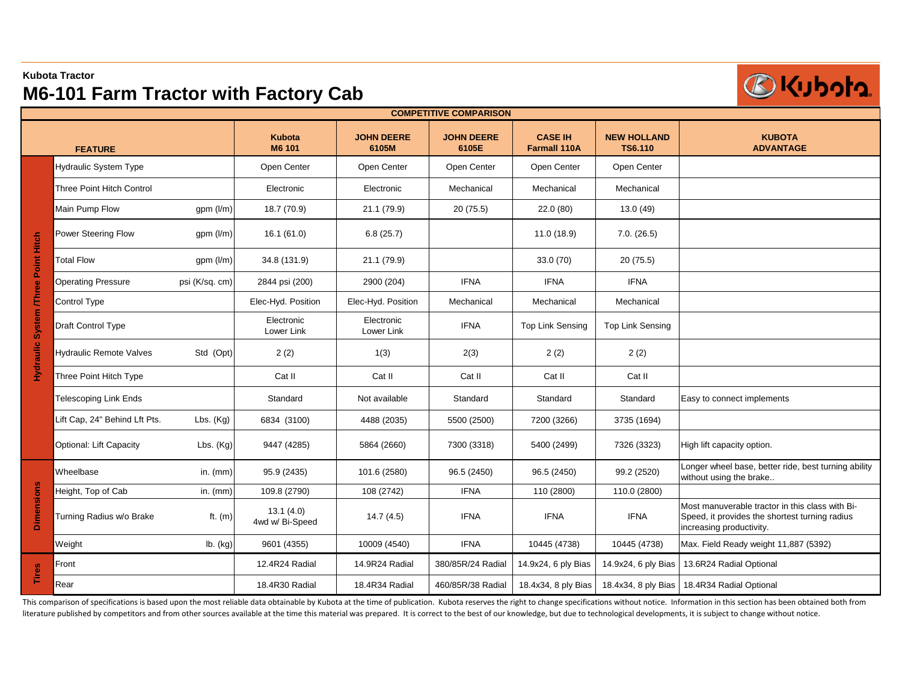**Kubota Tractor**

# M6-101 Farm Tractor with Factory Cab

| COMPETITIVE COMPARISON | | | | | | | | | |
|---|---|---|---|---|---|---|---|---|---|
| | FEATURE | | Kubota M6 101 | JOHN DEERE 6105M | JOHN DEERE 6105E | CASE IH Farmall 110A | NEW HOLLAND TS6.110 | KUBOTA ADVANTAGE |
| Hydraulic System /Three Point Hitch | Hydraulic System Type | | Open Center | Open Center | Open Center | Open Center | Open Center | |
| | Three Point Hitch Control | | Electronic | Electronic | Mechanical | Mechanical | Mechanical | |
| | Main Pump Flow | gpm (l/m) | 18.7 (70.9) | 21.1 (79.9) | 20 (75.5) | 22.0 (80) | 13.0 (49) | |
| | Power Steering Flow | gpm (l/m) | 16.1 (61.0) | 6.8 (25.7) | | 11.0 (18.9) | 7.0. (26.5) | |
| | Total Flow | gpm (l/m) | 34.8 (131.9) | 21.1 (79.9) | | 33.0 (70) | 20 (75.5) | |
| | Operating Pressure | psi (K/sq. cm) | 2844 psi (200) | 2900 (204) | IFNA | IFNA | IFNA | |
| | Control Type | | Elec-Hyd. Position | Elec-Hyd. Position | Mechanical | Mechanical | Mechanical | |
| | Draft Control Type | | Electronic Lower Link | Electronic Lower Link | IFNA | Top Link Sensing | Top Link Sensing | |
| | Hydraulic Remote Valves | Std (Opt) | 2 (2) | 1(3) | 2(3) | 2 (2) | 2 (2) | |
| | Three Point Hitch Type | | Cat II | Cat II | Cat II | Cat II | Cat II | |
| | Telescoping Link Ends | | Standard | Not available | Standard | Standard | Standard | Easy to connect implements |
| | Lift Cap, 24" Behind Lft Pts. | Lbs. (Kg) | 6834 (3100) | 4488 (2035) | 5500 (2500) | 7200 (3266) | 3735 (1694) | |
| | Optional: Lift Capacity | Lbs. (Kg) | 9447 (4285) | 5864 (2660) | 7300 (3318) | 5400 (2499) | 7326 (3323) | High lift capacity option. |
| Dimensions | Wheelbase | in. (mm) | 95.9 (2435) | 101.6 (2580) | 96.5 (2450) | 96.5 (2450) | 99.2 (2520) | Longer wheel base, better ride, best turning ability without using the brake.. |
| | Height, Top of Cab | in. (mm) | 109.8 (2790) | 108 (2742) | IFNA | 110 (2800) | 110.0 (2800) | |
| | Turning Radius w/o Brake | ft. (m) | 13.1 (4.0) 4wd w/ Bi-Speed | 14.7 (4.5) | IFNA | IFNA | IFNA | Most manuverable tractor in this class with Bi-Speed, it provides the shortest turning radius increasing productivity. |
| | Weight | lb. (kg) | 9601 (4355) | 10009 (4540) | IFNA | 10445 (4738) | 10445 (4738) | Max. Field Ready weight 11,887 (5392) |
| Tires | Front | | 12.4R24 Radial | 14.9R24 Radial | 380/85R/24 Radial | 14.9x24, 6 ply Bias | 14.9x24, 6 ply Bias | 13.6R24 Radial Optional |
| | Rear | | 18.4R30 Radial | 18.4R34 Radial | 460/85R/38 Radial | 18.4x34, 8 ply Bias | 18.4x34, 8 ply Bias | 18.4R34 Radial Optional |

This comparison of specifications is based upon the most reliable data obtainable by Kubota at the time of publication. Kubota reserves the right to change specifications without notice. Information in this section has been obtained both from literature published by competitors and from other sources available at the time this material was prepared. It is correct to the best of our knowledge, but due to technological developments, it is subject to change without notice.